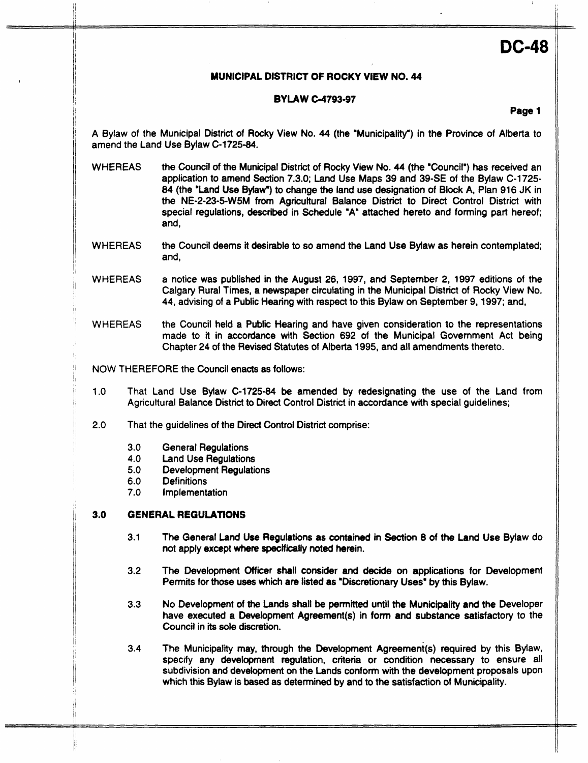# DC-48

## MUNICIPAL DISTRICT OF ROCKY VIEW NO. 44

## BYLAW C-4793-97

A Bylaw of the Municipal District of Rocky View No. 44 (the "Municipality") in the Province of Alberta to amend the Land Use Bylaw C-1725-84.

WHEREAS the Council of the Municipal District of Rocky View No. 44 (the "Council") has received an application to amend Section 7.3.0; Land Use Maps 39 and 39-SE of the Bylaw C-1725-84 (the "Land Use Bylaw") to change the land use designation of Block A, Plan 916 JK in the NE-2-23-5-W5M from Agricultural Balance District to Direct Control District with special regulations, described in Schedule "A" attached hereto and forming part hereof; and,

WHEREAS the Council deems it desirable to so amend the Land Use Bylaw as herein contemplated; and,

WHEREAS a notice was published in the August 26, 1997, and September 2, 1997 editions of the Calgary Rural Times, a newspaper circulating in the Municipal District of Rocky View No. 44, advising of a Public Hearing with respect to this Bylaw on September 9, 1997; and,

WHEREAS the Council held a Public Hearing and have given consideration to the representations made to it in accordance with Section 692 of the Municipal Government Act being Chapter 24 of the Revised Statutes of Alberta 1995, and all amendments thereto.

NOW THEREFORE the Council enacts as follows:

1.0 That Land Use Bylaw C-1725-84 be amended by redesignating the use of the Land from Agricultural Balance District to Direct Control District in accordance with special guidelines;

2.0 That the guidelines of the Direct Control District comprise:

- 3.0 General Regulations
- 4.0 Land Use Regulations
- 5.0 Development Regulations
- 6.0 Definitions
- 7.0 Implementation

### 3.0 GENERAL REGULATIONS

3.1 The General Land Use Regulations as contained in Section 8 of the Land Use Bylaw do not apply except where specifically noted herein.

3.2 The Development Officer shall consider and decide on applications for Development Permits for those uses which are listed as "Discretionary Uses" by this Bylaw.

3.3 No Development of the Lands shall be permitted until the Municipality and the Developer have executed a Development Agreement(s) in form and substance satisfactory to the Council in its sole discretion.

3.4 The Municipality may, through the Development Agreement(s) required by this Bylaw, specify any development regulation, criteria or condition necessary to ensure all subdivision and development on the Lands conform with the development proposals upon which this Bylaw is based as determined by and to the satisfaction of Municipality.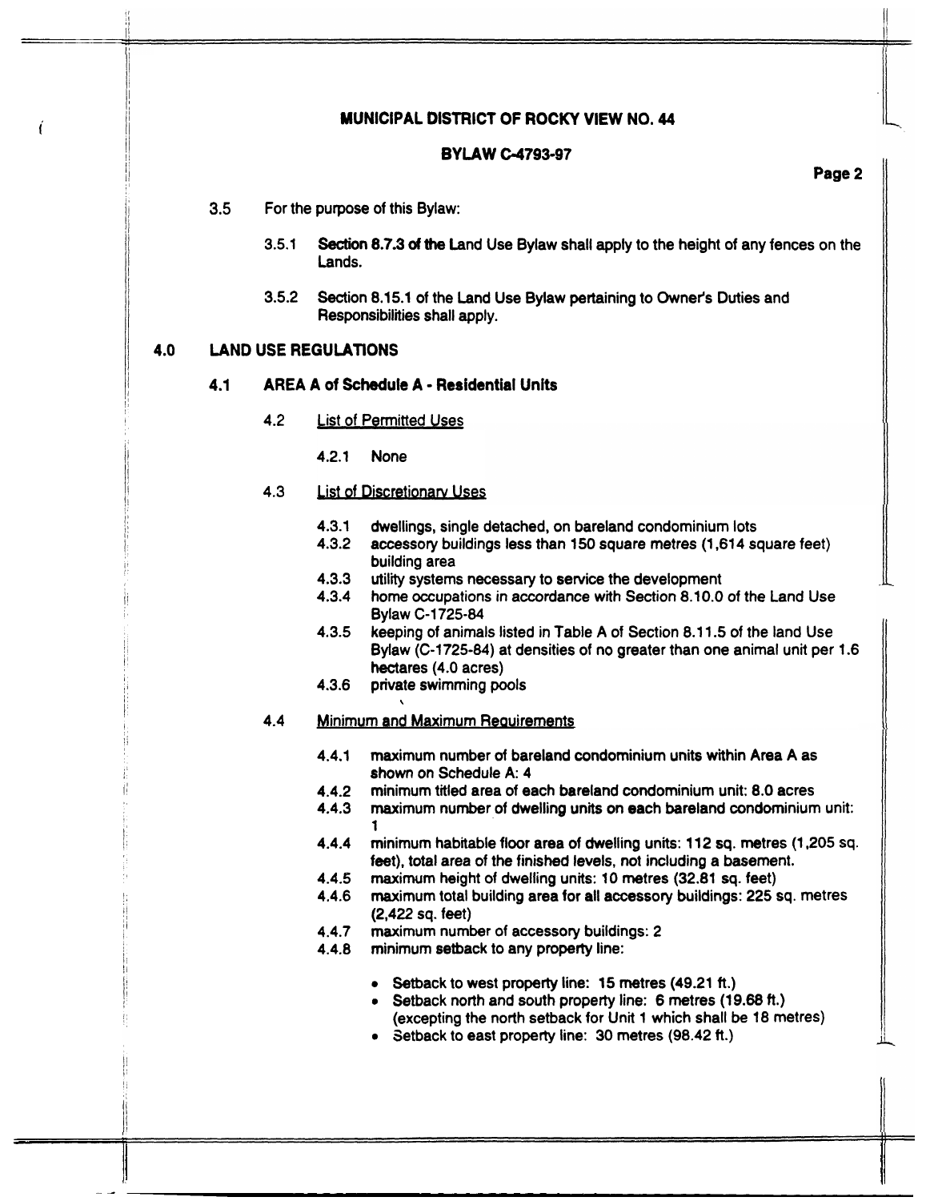MUNICIPAL DISTRICT OF ROCKY VIEW NO. 44

BYLAW C-4793-97

3.5 For the purpose of this Bylaw:

3.5.1 **Section 8.7.3 of the** Land Use Bylaw shall apply to the height of any fences on the Lands.

3.5.2 Section 8.15.1 of the Land Use Bylaw pertaining to Owner's Duties and Responsibilities shall apply.

## 4.0 LAND USE REGULATIONS

### 4.1 AREA A of Schedule A - Residential Units

4.2 List of Permitted Uses

4.2.1 None

4.3 List of Discretionary Uses

4.3.1 dwellings, single detached, on bareland condominium lots
4.3.2 accessory buildings less than 150 square metres (1,614 square feet) building area
4.3.3 utility systems necessary to service the development
4.3.4 home occupations in accordance with Section 8.10.0 of the Land Use Bylaw C-1725-84
4.3.5 keeping of animals listed in Table A of Section 8.11.5 of the land Use Bylaw (C-1725-84) at densities of no greater than one animal unit per 1.6 hectares (4.0 acres)
4.3.6 private swimming pools

4.4 Minimum and Maximum Requirements

4.4.1 maximum number of bareland condominium units within Area A as shown on Schedule A: 4
4.4.2 minimum titled area of each bareland condominium unit: 8.0 acres
4.4.3 maximum number of dwelling units on each bareland condominium unit: 1
4.4.4 minimum habitable floor area of dwelling units: 112 sq. metres (1,205 sq. feet), total area of the finished levels, not including a basement.
4.4.5 maximum height of dwelling units: 10 metres (32.81 sq. feet)
4.4.6 maximum total building area for all accessory buildings: 225 sq. metres (2,422 sq. feet)
4.4.7 maximum number of accessory buildings: 2
4.4.8 minimum setback to any property line:

- Setback to west property line: 15 metres (49.21 ft.)
- Setback north and south property line: 6 metres (19.68 ft.) (excepting the north setback for Unit 1 which shall be 18 metres)
- Setback to east property line: 30 metres (98.42 ft.)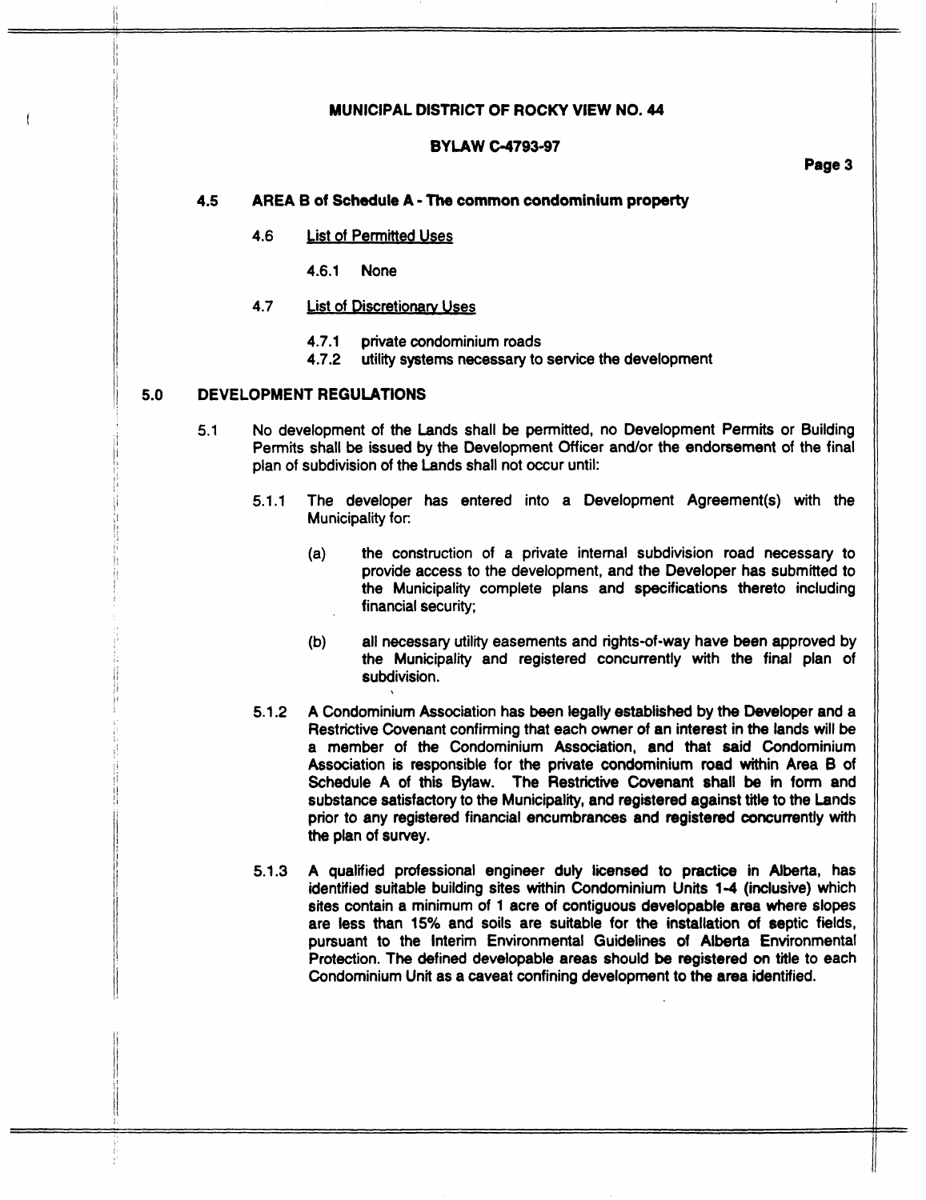**MUNICIPAL DISTRICT OF ROCKY VIEW NO. 44**

**BYLAW C-4793-97**

### 4.5 AREA B of Schedule A - The common condominium property

4.6 List of Permitted Uses

4.6.1 None

4.7 List of Discretionary Uses

4.7.1 private condominium roads
4.7.2 utility systems necessary to service the development

## 5.0 DEVELOPMENT REGULATIONS

5.1 No development of the Lands shall be permitted, no Development Permits or Building Permits shall be issued by the Development Officer and/or the endorsement of the final plan of subdivision of the Lands shall not occur until:

5.1.1 The developer has entered into a Development Agreement(s) with the Municipality for:

(a) the construction of a private internal subdivision road necessary to provide access to the development, and the Developer has submitted to the Municipality complete plans and specifications thereto including financial security;

(b) all necessary utility easements and rights-of-way have been approved by the Municipality and registered concurrently with the final plan of subdivision.

5.1.2 A Condominium Association has been legally established by the Developer and a Restrictive Covenant confirming that each owner of an interest in the lands will be a member of the Condominium Association, and that said Condominium Association is responsible for the private condominium road within Area B of Schedule A of this Bylaw. The Restrictive Covenant shall be in form and substance satisfactory to the Municipality, and registered against title to the Lands prior to any registered financial encumbrances and registered concurrently with the plan of survey.

5.1.3 A qualified professional engineer duly licensed to practice in Alberta, has identified suitable building sites within Condominium Units 1-4 (inclusive) which sites contain a minimum of 1 acre of contiguous developable area where slopes are less than 15% and soils are suitable for the installation of septic fields, pursuant to the Interim Environmental Guidelines of Alberta Environmental Protection. The defined developable areas should be registered on title to each Condominium Unit as a caveat confining development to the area identified.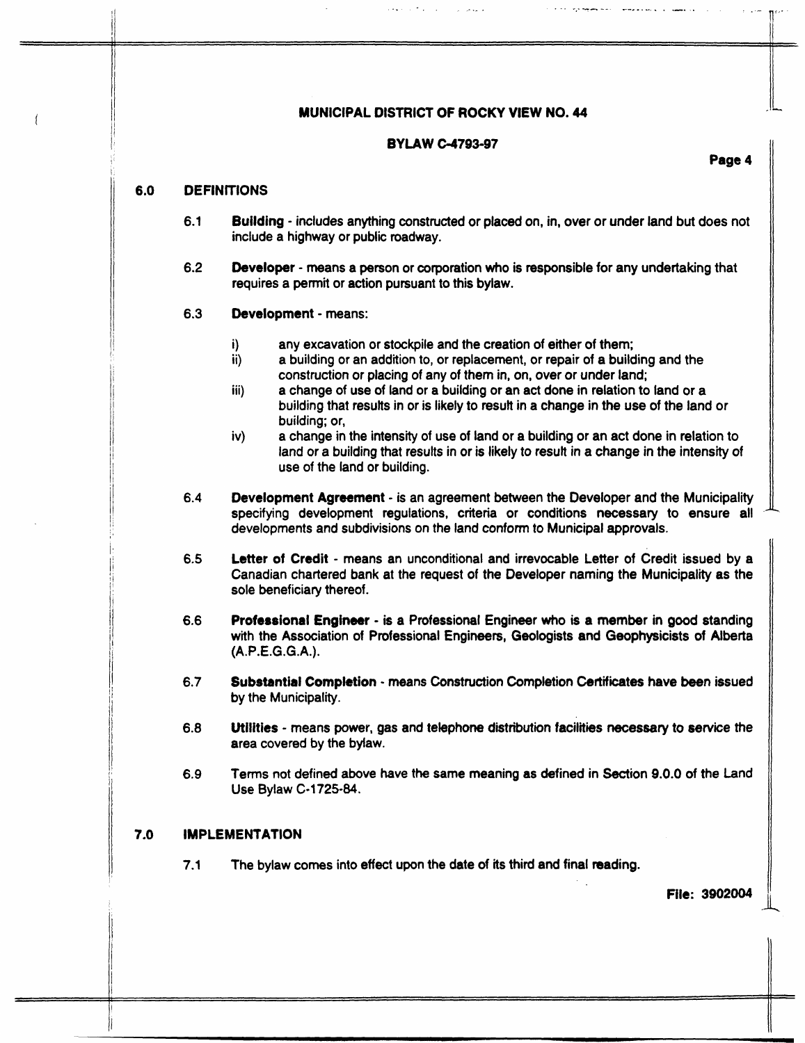## 6.0 DEFINITIONS

6.1 **Building** - includes anything constructed or placed on, in, over or under land but does not include a highway or public roadway.

6.2 **Developer** - means a person or corporation who is responsible for any undertaking that requires a permit or action pursuant to this bylaw.

6.3 **Development** - means:

i) any excavation or stockpile and the creation of either of them;
ii) a building or an addition to, or replacement, or repair of a building and the construction or placing of any of them in, on, over or under land;
iii) a change of use of land or a building or an act done in relation to land or a building that results in or is likely to result in a change in the use of the land or building; or,
iv) a change in the intensity of use of land or a building or an act done in relation to land or a building that results in or is likely to result in a change in the intensity of use of the land or building.

6.4 **Development Agreement** - is an agreement between the Developer and the Municipality specifying development regulations, criteria or conditions necessary to ensure all developments and subdivisions on the land conform to Municipal approvals.

6.5 **Letter of Credit** - means an unconditional and irrevocable Letter of Credit issued by a Canadian chartered bank at the request of the Developer naming the Municipality as the sole beneficiary thereof.

6.6 **Professional Engineer** - is a Professional Engineer who is a member in good standing with the Association of Professional Engineers, Geologists and Geophysicists of Alberta (A.P.E.G.G.A.).

6.7 **Substantial Completion** - means Construction Completion Certificates have been issued by the Municipality.

6.8 **Utilities** - means power, gas and telephone distribution facilities necessary to service the area covered by the bylaw.

6.9 Terms not defined above have the same meaning as defined in Section 9.0.0 of the Land Use Bylaw C-1725-84.

## 7.0 IMPLEMENTATION

7.1 The bylaw comes into effect upon the date of its third and final reading.

**File: 3902004**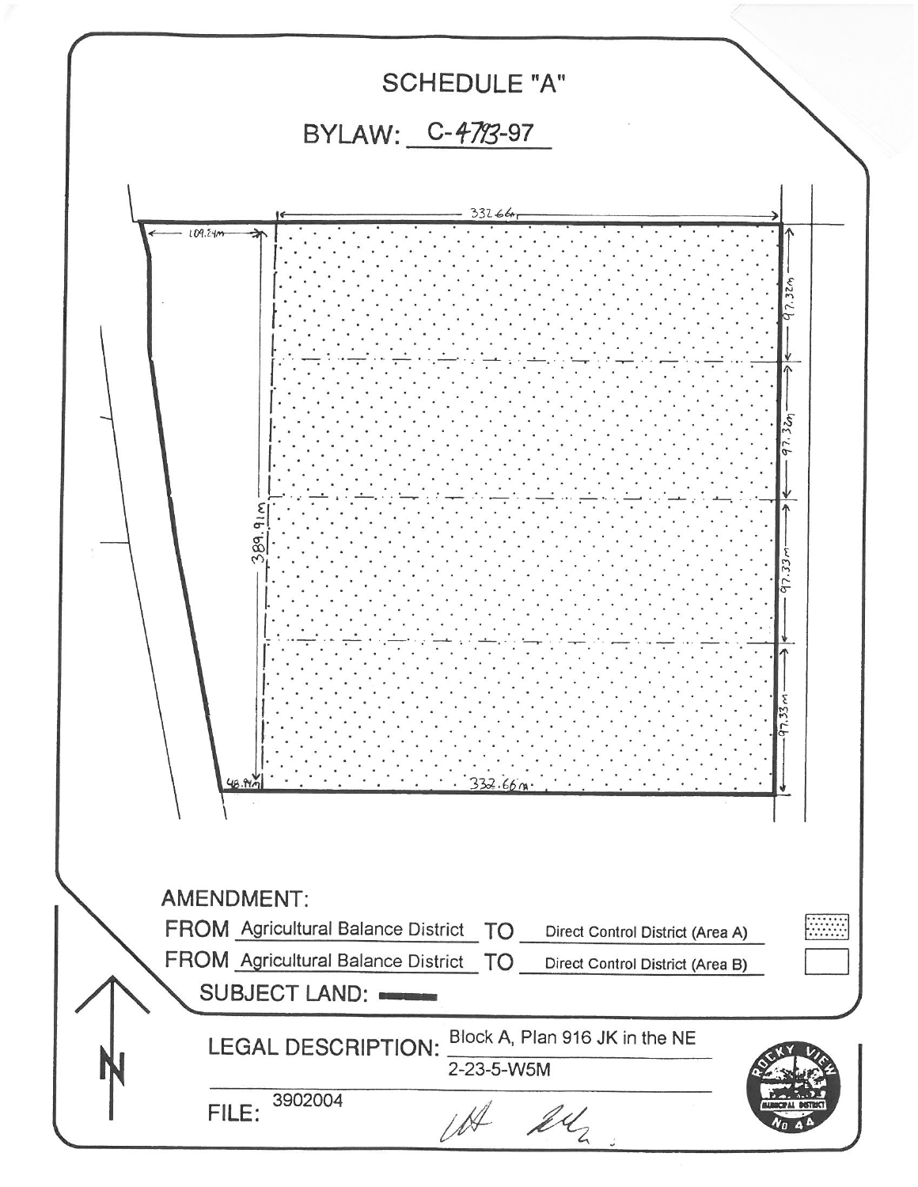# SCHEDULE "A"

## BYLAW: C-4793-97

332.66m

109.24m

97.32m

97.32m

389.91m

97.33m

97.33m

48.94m

332.66m

AMENDMENT:

FROM Agricultural Balance District TO Direct Control District (Area A)

FROM Agricultural Balance District TO Direct Control District (Area B)

SUBJECT LAND:

N

LEGAL DESCRIPTION: Block A, Plan 916 JK in the NE 2-23-5-W5M

FILE: 3902004